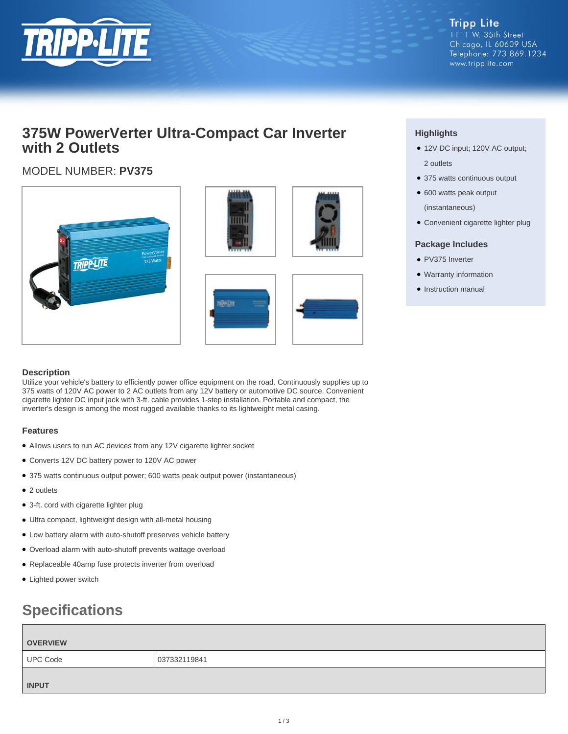Tripp Lite
1111 W. 35th Street
Chicago, IL 60609 USA
Telephone: 773.869.1234
www.tripplite.com

# 375W PowerVerter Ultra-Compact Car Inverter with 2 Outlets

MODEL NUMBER: **PV375**

### Highlights

- 12V DC input; 120V AC output; 2 outlets
- 375 watts continuous output
- 600 watts peak output (instantaneous)
- Convenient cigarette lighter plug

### Package Includes

- PV375 Inverter
- Warranty information
- Instruction manual

### Description

Utilize your vehicle's battery to efficiently power office equipment on the road. Continuously supplies up to 375 watts of 120V AC power to 2 AC outlets from any 12V battery or automotive DC source. Convenient cigarette lighter DC input jack with 3-ft. cable provides 1-step installation. Portable and compact, the inverter's design is among the most rugged available thanks to its lightweight metal casing.

### Features

- Allows users to run AC devices from any 12V cigarette lighter socket
- Converts 12V DC battery power to 120V AC power
- 375 watts continuous output power; 600 watts peak output power (instantaneous)
- 2 outlets
- 3-ft. cord with cigarette lighter plug
- Ultra compact, lightweight design with all-metal housing
- Low battery alarm with auto-shutoff preserves vehicle battery
- Overload alarm with auto-shutoff prevents wattage overload
- Replaceable 40amp fuse protects inverter from overload
- Lighted power switch

## Specifications

| OVERVIEW | |
|---|---|
| UPC Code | 037332119841 |
| **INPUT** | |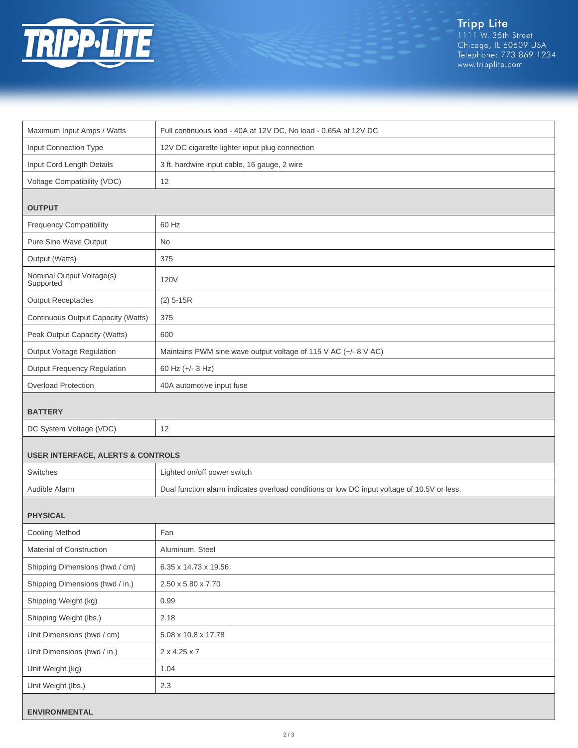| | |
|---|---|
| Maximum Input Amps / Watts | Full continuous load - 40A at 12V DC, No load - 0.65A at 12V DC |
| Input Connection Type | 12V DC cigarette lighter input plug connection |
| Input Cord Length Details | 3 ft. hardwire input cable, 16 gauge, 2 wire |
| Voltage Compatibility (VDC) | 12 |
| **OUTPUT** | |
| Frequency Compatibility | 60 Hz |
| Pure Sine Wave Output | No |
| Output (Watts) | 375 |
| Nominal Output Voltage(s) Supported | 120V |
| Output Receptacles | (2) 5-15R |
| Continuous Output Capacity (Watts) | 375 |
| Peak Output Capacity (Watts) | 600 |
| Output Voltage Regulation | Maintains PWM sine wave output voltage of 115 V AC (+/- 8 V AC) |
| Output Frequency Regulation | 60 Hz (+/- 3 Hz) |
| Overload Protection | 40A automotive input fuse |
| **BATTERY** | |
| DC System Voltage (VDC) | 12 |
| **USER INTERFACE, ALERTS & CONTROLS** | |
| Switches | Lighted on/off power switch |
| Audible Alarm | Dual function alarm indicates overload conditions or low DC input voltage of 10.5V or less. |
| **PHYSICAL** | |
| Cooling Method | Fan |
| Material of Construction | Aluminum, Steel |
| Shipping Dimensions (hwd / cm) | 6.35 x 14.73 x 19.56 |
| Shipping Dimensions (hwd / in.) | 2.50 x 5.80 x 7.70 |
| Shipping Weight (kg) | 0.99 |
| Shipping Weight (lbs.) | 2.18 |
| Unit Dimensions (hwd / cm) | 5.08 x 10.8 x 17.78 |
| Unit Dimensions (hwd / in.) | 2 x 4.25 x 7 |
| Unit Weight (kg) | 1.04 |
| Unit Weight (lbs.) | 2.3 |
| **ENVIRONMENTAL** | |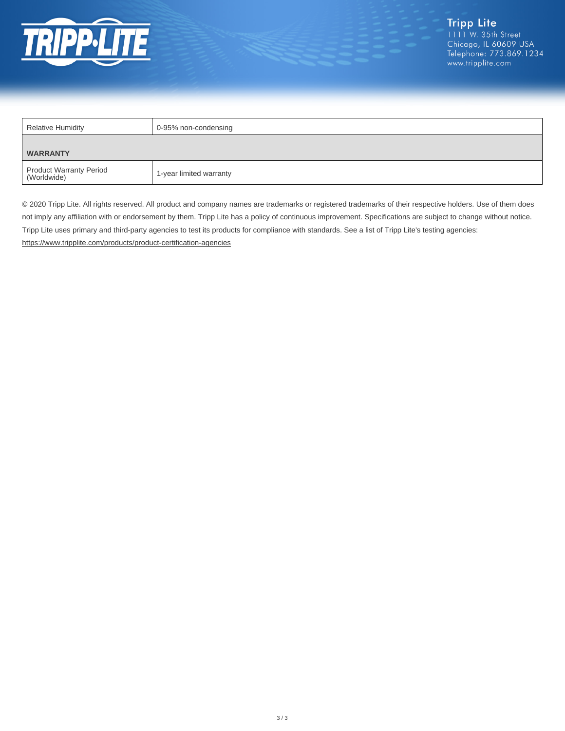| | |
|---|---|
| Relative Humidity | 0-95% non-condensing |
| **WARRANTY** | |
| Product Warranty Period (Worldwide) | 1-year limited warranty |

© 2020 Tripp Lite. All rights reserved. All product and company names are trademarks or registered trademarks of their respective holders. Use of them does not imply any affiliation with or endorsement by them. Tripp Lite has a policy of continuous improvement. Specifications are subject to change without notice. Tripp Lite uses primary and third-party agencies to test its products for compliance with standards. See a list of Tripp Lite's testing agencies: https://www.tripplite.com/products/product-certification-agencies